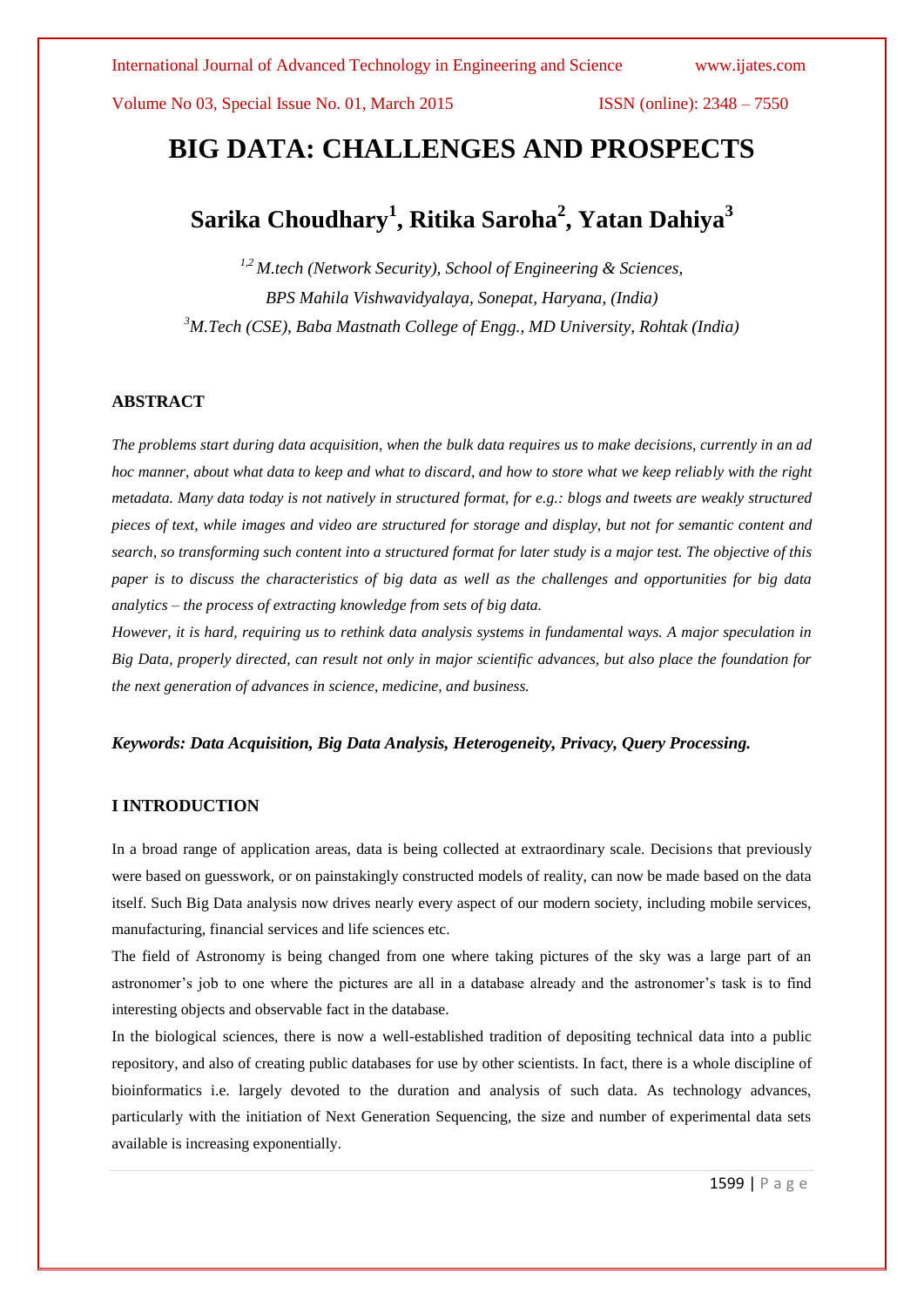# BIG DATA: CHALLENGES AND PROSPECTS

## Sarika Choudhary[1], Ritika Saroha[2], Yatan Dahiya[3]

*[1,2] M.tech (Network Security), School of Engineering & Sciences,*
*BPS Mahila Vishwavidyalaya, Sonepat, Haryana, (India)*
*[3]M.Tech (CSE), Baba Mastnath College of Engg., MD University, Rohtak (India)*

### ABSTRACT

*The problems start during data acquisition, when the bulk data requires us to make decisions, currently in an ad hoc manner, about what data to keep and what to discard, and how to store what we keep reliably with the right metadata. Many data today is not natively in structured format, for e.g.: blogs and tweets are weakly structured pieces of text, while images and video are structured for storage and display, but not for semantic content and search, so transforming such content into a structured format for later study is a major test. The objective of this paper is to discuss the characteristics of big data as well as the challenges and opportunities for big data analytics – the process of extracting knowledge from sets of big data.*

*However, it is hard, requiring us to rethink data analysis systems in fundamental ways. A major speculation in Big Data, properly directed, can result not only in major scientific advances, but also place the foundation for the next generation of advances in science, medicine, and business.*

***Keywords: Data Acquisition, Big Data Analysis, Heterogeneity, Privacy, Query Processing.***

### I INTRODUCTION

In a broad range of application areas, data is being collected at extraordinary scale. Decisions that previously were based on guesswork, or on painstakingly constructed models of reality, can now be made based on the data itself. Such Big Data analysis now drives nearly every aspect of our modern society, including mobile services, manufacturing, financial services and life sciences etc.

The field of Astronomy is being changed from one where taking pictures of the sky was a large part of an astronomer's job to one where the pictures are all in a database already and the astronomer's task is to find interesting objects and observable fact in the database.

In the biological sciences, there is now a well-established tradition of depositing technical data into a public repository, and also of creating public databases for use by other scientists. In fact, there is a whole discipline of bioinformatics i.e. largely devoted to the duration and analysis of such data. As technology advances, particularly with the initiation of Next Generation Sequencing, the size and number of experimental data sets available is increasing exponentially.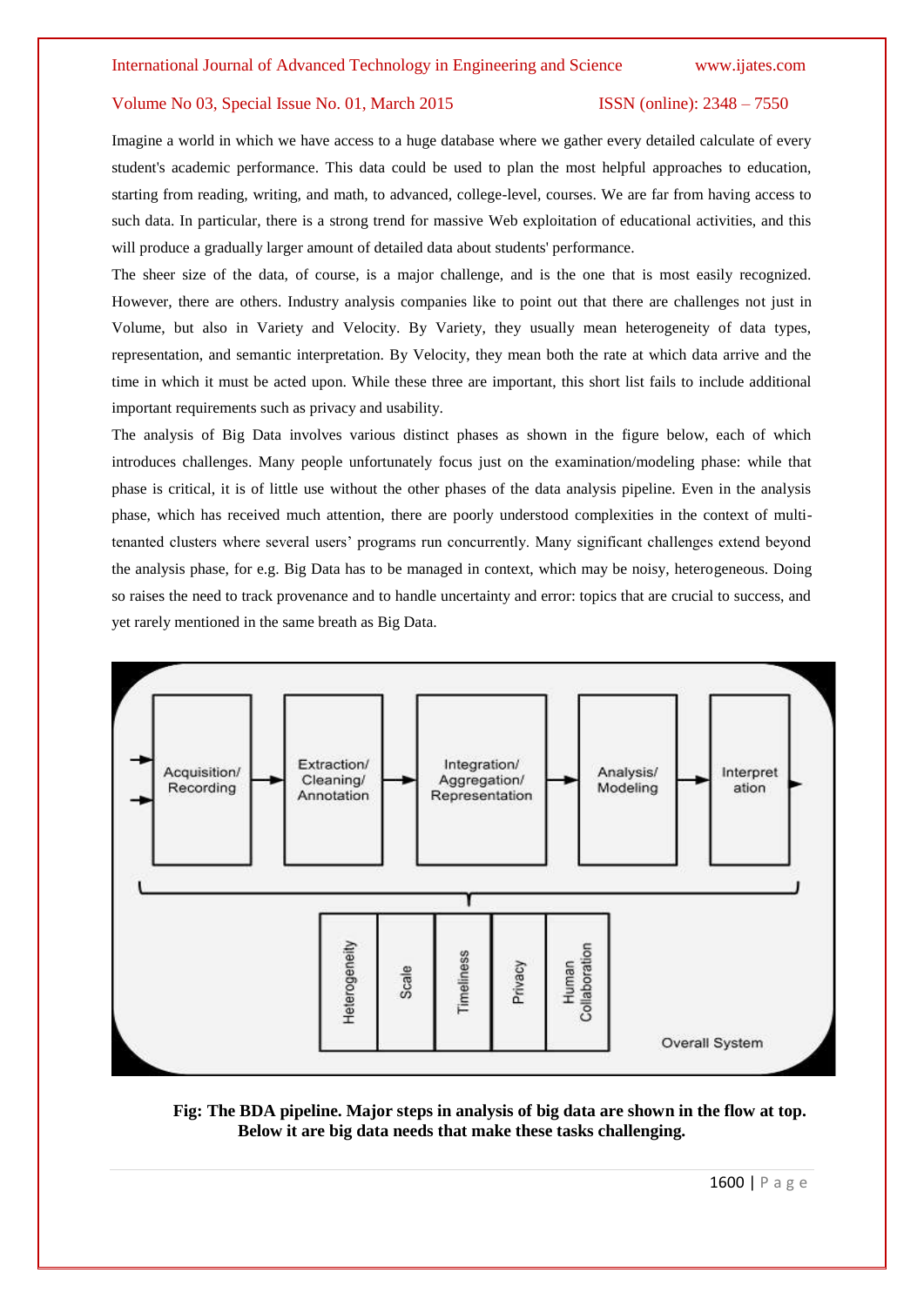Imagine a world in which we have access to a huge database where we gather every detailed calculate of every student's academic performance. This data could be used to plan the most helpful approaches to education, starting from reading, writing, and math, to advanced, college-level, courses. We are far from having access to such data. In particular, there is a strong trend for massive Web exploitation of educational activities, and this will produce a gradually larger amount of detailed data about students' performance.

The sheer size of the data, of course, is a major challenge, and is the one that is most easily recognized. However, there are others. Industry analysis companies like to point out that there are challenges not just in Volume, but also in Variety and Velocity. By Variety, they usually mean heterogeneity of data types, representation, and semantic interpretation. By Velocity, they mean both the rate at which data arrive and the time in which it must be acted upon. While these three are important, this short list fails to include additional important requirements such as privacy and usability.

The analysis of Big Data involves various distinct phases as shown in the figure below, each of which introduces challenges. Many people unfortunately focus just on the examination/modeling phase: while that phase is critical, it is of little use without the other phases of the data analysis pipeline. Even in the analysis phase, which has received much attention, there are poorly understood complexities in the context of multi-tenanted clusters where several users' programs run concurrently. Many significant challenges extend beyond the analysis phase, for e.g. Big Data has to be managed in context, which may be noisy, heterogeneous. Doing so raises the need to track provenance and to handle uncertainty and error: topics that are crucial to success, and yet rarely mentioned in the same breath as Big Data.

**Fig: The BDA pipeline. Major steps in analysis of big data are shown in the flow at top. Below it are big data needs that make these tasks challenging.**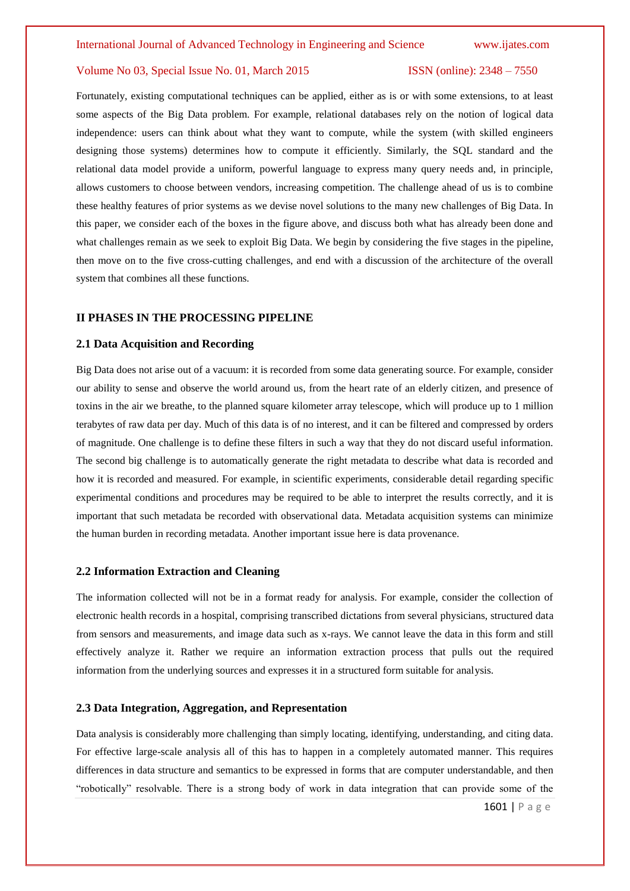Fortunately, existing computational techniques can be applied, either as is or with some extensions, to at least some aspects of the Big Data problem. For example, relational databases rely on the notion of logical data independence: users can think about what they want to compute, while the system (with skilled engineers designing those systems) determines how to compute it efficiently. Similarly, the SQL standard and the relational data model provide a uniform, powerful language to express many query needs and, in principle, allows customers to choose between vendors, increasing competition. The challenge ahead of us is to combine these healthy features of prior systems as we devise novel solutions to the many new challenges of Big Data. In this paper, we consider each of the boxes in the figure above, and discuss both what has already been done and what challenges remain as we seek to exploit Big Data. We begin by considering the five stages in the pipeline, then move on to the five cross-cutting challenges, and end with a discussion of the architecture of the overall system that combines all these functions.

## II PHASES IN THE PROCESSING PIPELINE

### 2.1 Data Acquisition and Recording

Big Data does not arise out of a vacuum: it is recorded from some data generating source. For example, consider our ability to sense and observe the world around us, from the heart rate of an elderly citizen, and presence of toxins in the air we breathe, to the planned square kilometer array telescope, which will produce up to 1 million terabytes of raw data per day. Much of this data is of no interest, and it can be filtered and compressed by orders of magnitude. One challenge is to define these filters in such a way that they do not discard useful information. The second big challenge is to automatically generate the right metadata to describe what data is recorded and how it is recorded and measured. For example, in scientific experiments, considerable detail regarding specific experimental conditions and procedures may be required to be able to interpret the results correctly, and it is important that such metadata be recorded with observational data. Metadata acquisition systems can minimize the human burden in recording metadata. Another important issue here is data provenance.

### 2.2 Information Extraction and Cleaning

The information collected will not be in a format ready for analysis. For example, consider the collection of electronic health records in a hospital, comprising transcribed dictations from several physicians, structured data from sensors and measurements, and image data such as x-rays. We cannot leave the data in this form and still effectively analyze it. Rather we require an information extraction process that pulls out the required information from the underlying sources and expresses it in a structured form suitable for analysis.

### 2.3 Data Integration, Aggregation, and Representation

Data analysis is considerably more challenging than simply locating, identifying, understanding, and citing data. For effective large-scale analysis all of this has to happen in a completely automated manner. This requires differences in data structure and semantics to be expressed in forms that are computer understandable, and then "robotically" resolvable. There is a strong body of work in data integration that can provide some of the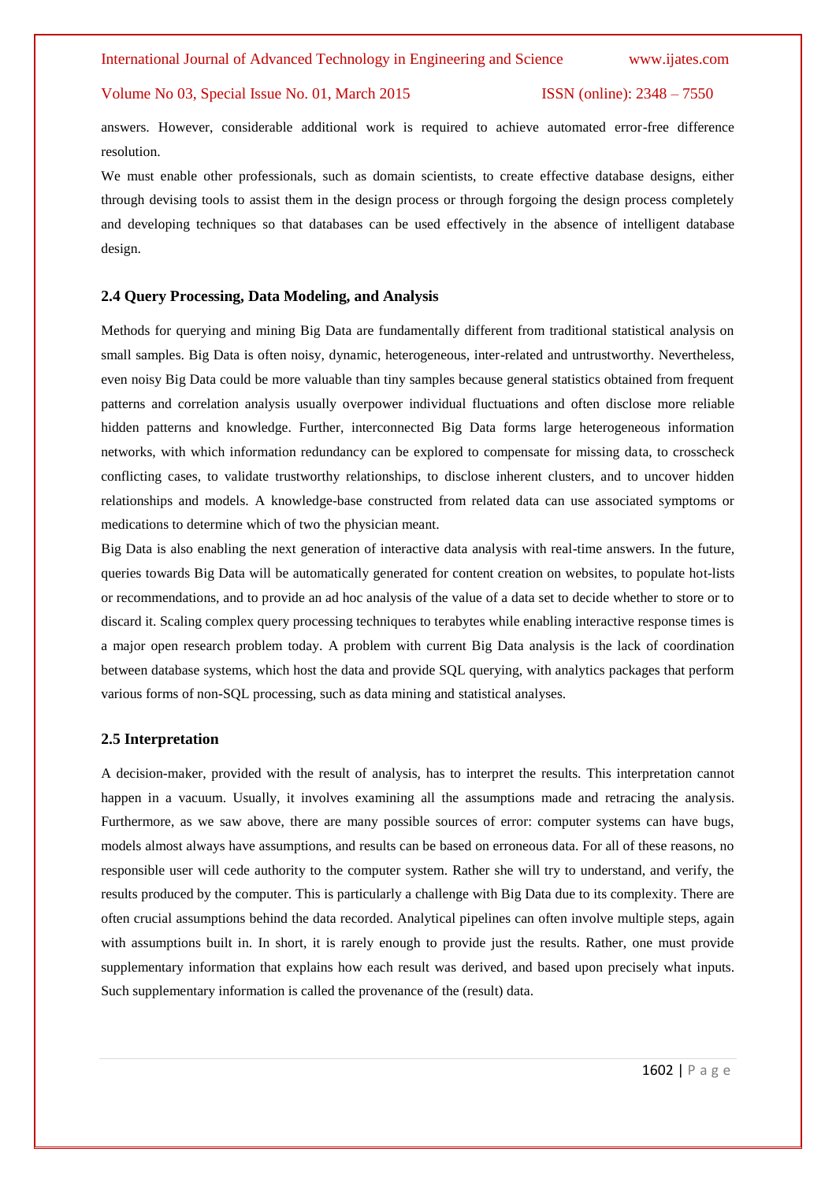answers. However, considerable additional work is required to achieve automated error-free difference resolution.

We must enable other professionals, such as domain scientists, to create effective database designs, either through devising tools to assist them in the design process or through forgoing the design process completely and developing techniques so that databases can be used effectively in the absence of intelligent database design.

### 2.4 Query Processing, Data Modeling, and Analysis

Methods for querying and mining Big Data are fundamentally different from traditional statistical analysis on small samples. Big Data is often noisy, dynamic, heterogeneous, inter-related and untrustworthy. Nevertheless, even noisy Big Data could be more valuable than tiny samples because general statistics obtained from frequent patterns and correlation analysis usually overpower individual fluctuations and often disclose more reliable hidden patterns and knowledge. Further, interconnected Big Data forms large heterogeneous information networks, with which information redundancy can be explored to compensate for missing data, to crosscheck conflicting cases, to validate trustworthy relationships, to disclose inherent clusters, and to uncover hidden relationships and models. A knowledge-base constructed from related data can use associated symptoms or medications to determine which of two the physician meant.

Big Data is also enabling the next generation of interactive data analysis with real-time answers. In the future, queries towards Big Data will be automatically generated for content creation on websites, to populate hot-lists or recommendations, and to provide an ad hoc analysis of the value of a data set to decide whether to store or to discard it. Scaling complex query processing techniques to terabytes while enabling interactive response times is a major open research problem today. A problem with current Big Data analysis is the lack of coordination between database systems, which host the data and provide SQL querying, with analytics packages that perform various forms of non-SQL processing, such as data mining and statistical analyses.

### 2.5 Interpretation

A decision-maker, provided with the result of analysis, has to interpret the results. This interpretation cannot happen in a vacuum. Usually, it involves examining all the assumptions made and retracing the analysis. Furthermore, as we saw above, there are many possible sources of error: computer systems can have bugs, models almost always have assumptions, and results can be based on erroneous data. For all of these reasons, no responsible user will cede authority to the computer system. Rather she will try to understand, and verify, the results produced by the computer. This is particularly a challenge with Big Data due to its complexity. There are often crucial assumptions behind the data recorded. Analytical pipelines can often involve multiple steps, again with assumptions built in. In short, it is rarely enough to provide just the results. Rather, one must provide supplementary information that explains how each result was derived, and based upon precisely what inputs. Such supplementary information is called the provenance of the (result) data.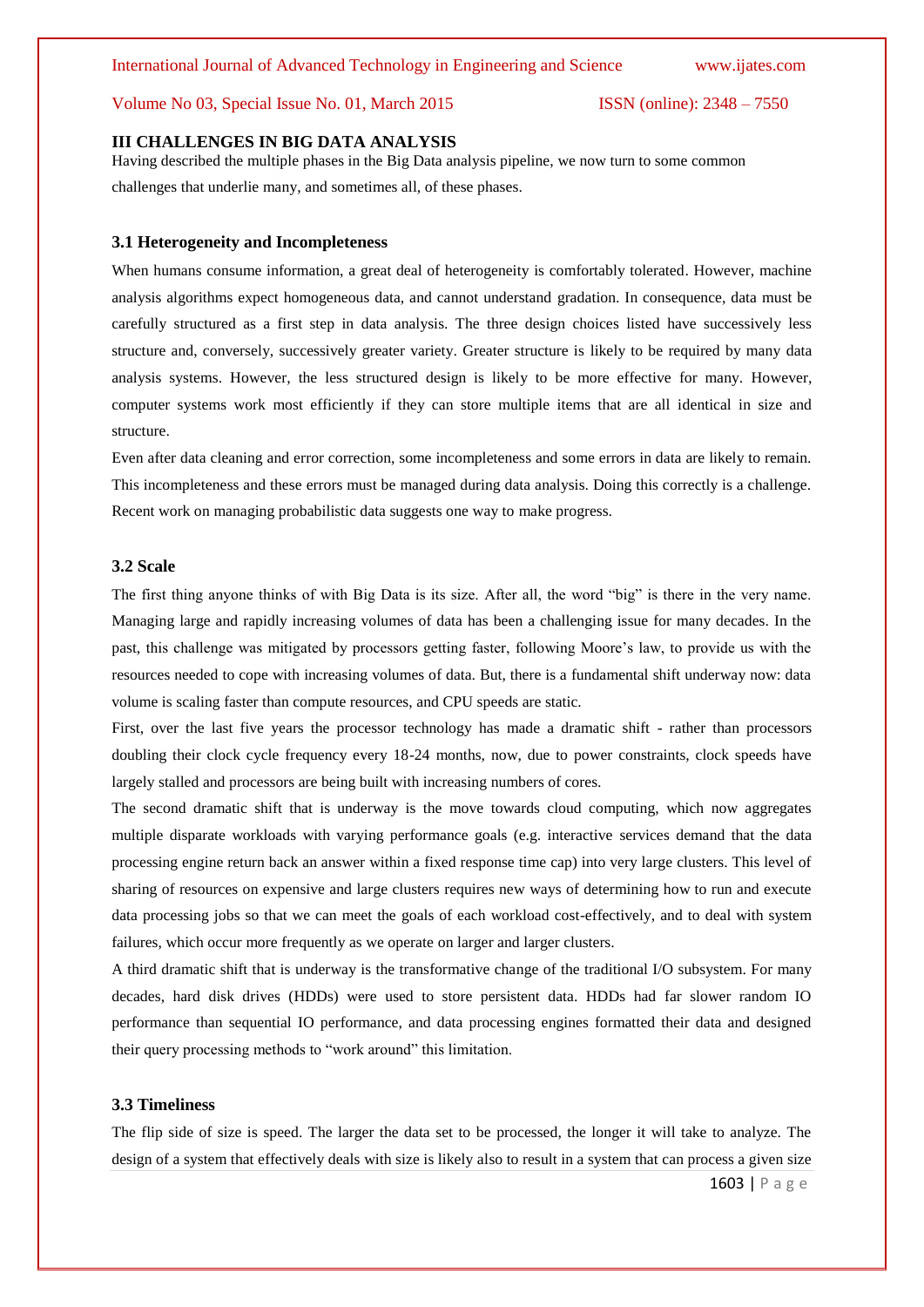## III CHALLENGES IN BIG DATA ANALYSIS

Having described the multiple phases in the Big Data analysis pipeline, we now turn to some common challenges that underlie many, and sometimes all, of these phases.

### 3.1 Heterogeneity and Incompleteness

When humans consume information, a great deal of heterogeneity is comfortably tolerated. However, machine analysis algorithms expect homogeneous data, and cannot understand gradation. In consequence, data must be carefully structured as a first step in data analysis. The three design choices listed have successively less structure and, conversely, successively greater variety. Greater structure is likely to be required by many data analysis systems. However, the less structured design is likely to be more effective for many. However, computer systems work most efficiently if they can store multiple items that are all identical in size and structure.

Even after data cleaning and error correction, some incompleteness and some errors in data are likely to remain. This incompleteness and these errors must be managed during data analysis. Doing this correctly is a challenge. Recent work on managing probabilistic data suggests one way to make progress.

### 3.2 Scale

The first thing anyone thinks of with Big Data is its size. After all, the word "big" is there in the very name. Managing large and rapidly increasing volumes of data has been a challenging issue for many decades. In the past, this challenge was mitigated by processors getting faster, following Moore's law, to provide us with the resources needed to cope with increasing volumes of data. But, there is a fundamental shift underway now: data volume is scaling faster than compute resources, and CPU speeds are static.

First, over the last five years the processor technology has made a dramatic shift - rather than processors doubling their clock cycle frequency every 18-24 months, now, due to power constraints, clock speeds have largely stalled and processors are being built with increasing numbers of cores.

The second dramatic shift that is underway is the move towards cloud computing, which now aggregates multiple disparate workloads with varying performance goals (e.g. interactive services demand that the data processing engine return back an answer within a fixed response time cap) into very large clusters. This level of sharing of resources on expensive and large clusters requires new ways of determining how to run and execute data processing jobs so that we can meet the goals of each workload cost-effectively, and to deal with system failures, which occur more frequently as we operate on larger and larger clusters.

A third dramatic shift that is underway is the transformative change of the traditional I/O subsystem. For many decades, hard disk drives (HDDs) were used to store persistent data. HDDs had far slower random IO performance than sequential IO performance, and data processing engines formatted their data and designed their query processing methods to "work around" this limitation.

### 3.3 Timeliness

The flip side of size is speed. The larger the data set to be processed, the longer it will take to analyze. The design of a system that effectively deals with size is likely also to result in a system that can process a given size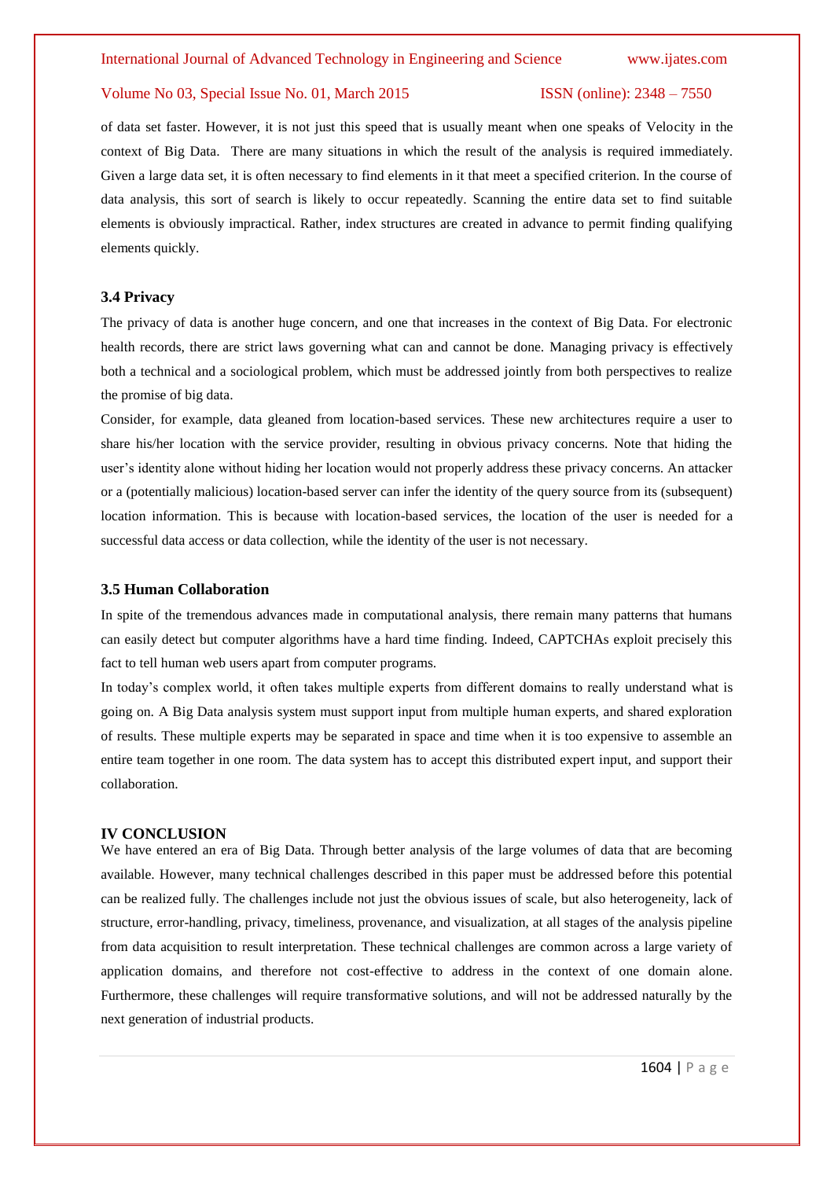of data set faster. However, it is not just this speed that is usually meant when one speaks of Velocity in the context of Big Data. There are many situations in which the result of the analysis is required immediately. Given a large data set, it is often necessary to find elements in it that meet a specified criterion. In the course of data analysis, this sort of search is likely to occur repeatedly. Scanning the entire data set to find suitable elements is obviously impractical. Rather, index structures are created in advance to permit finding qualifying elements quickly.

### 3.4 Privacy

The privacy of data is another huge concern, and one that increases in the context of Big Data. For electronic health records, there are strict laws governing what can and cannot be done. Managing privacy is effectively both a technical and a sociological problem, which must be addressed jointly from both perspectives to realize the promise of big data.

Consider, for example, data gleaned from location-based services. These new architectures require a user to share his/her location with the service provider, resulting in obvious privacy concerns. Note that hiding the user's identity alone without hiding her location would not properly address these privacy concerns. An attacker or a (potentially malicious) location-based server can infer the identity of the query source from its (subsequent) location information. This is because with location-based services, the location of the user is needed for a successful data access or data collection, while the identity of the user is not necessary.

### 3.5 Human Collaboration

In spite of the tremendous advances made in computational analysis, there remain many patterns that humans can easily detect but computer algorithms have a hard time finding. Indeed, CAPTCHAs exploit precisely this fact to tell human web users apart from computer programs.

In today's complex world, it often takes multiple experts from different domains to really understand what is going on. A Big Data analysis system must support input from multiple human experts, and shared exploration of results. These multiple experts may be separated in space and time when it is too expensive to assemble an entire team together in one room. The data system has to accept this distributed expert input, and support their collaboration.

## IV CONCLUSION

We have entered an era of Big Data. Through better analysis of the large volumes of data that are becoming available. However, many technical challenges described in this paper must be addressed before this potential can be realized fully. The challenges include not just the obvious issues of scale, but also heterogeneity, lack of structure, error-handling, privacy, timeliness, provenance, and visualization, at all stages of the analysis pipeline from data acquisition to result interpretation. These technical challenges are common across a large variety of application domains, and therefore not cost-effective to address in the context of one domain alone. Furthermore, these challenges will require transformative solutions, and will not be addressed naturally by the next generation of industrial products.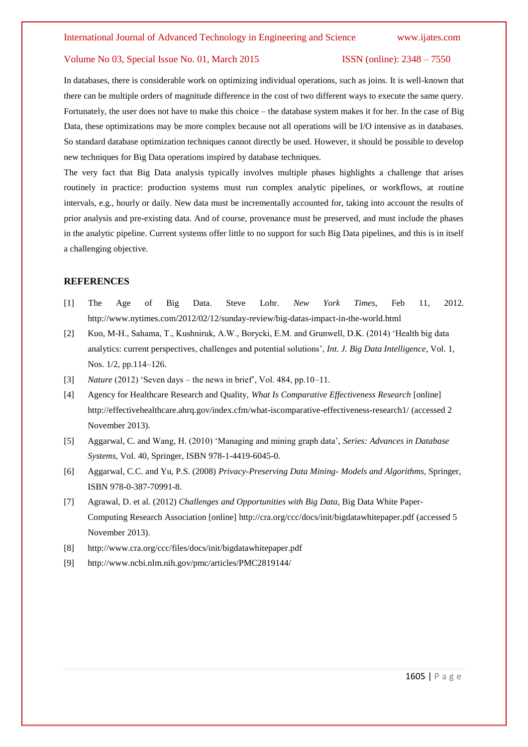In databases, there is considerable work on optimizing individual operations, such as joins. It is well-known that there can be multiple orders of magnitude difference in the cost of two different ways to execute the same query. Fortunately, the user does not have to make this choice – the database system makes it for her. In the case of Big Data, these optimizations may be more complex because not all operations will be I/O intensive as in databases. So standard database optimization techniques cannot directly be used. However, it should be possible to develop new techniques for Big Data operations inspired by database techniques.

The very fact that Big Data analysis typically involves multiple phases highlights a challenge that arises routinely in practice: production systems must run complex analytic pipelines, or workflows, at routine intervals, e.g., hourly or daily. New data must be incrementally accounted for, taking into account the results of prior analysis and pre-existing data. And of course, provenance must be preserved, and must include the phases in the analytic pipeline. Current systems offer little to no support for such Big Data pipelines, and this is in itself a challenging objective.

## REFERENCES

[1] The Age of Big Data. Steve Lohr. *New York Times*, Feb 11, 2012. http://www.nytimes.com/2012/02/12/sunday-review/big-datas-impact-in-the-world.html

[2] Kuo, M-H., Sahama, T., Kushniruk, A.W., Borycki, E.M. and Grunwell, D.K. (2014) 'Health big data analytics: current perspectives, challenges and potential solutions', *Int. J. Big Data Intelligence*, Vol. 1, Nos. 1/2, pp.114–126.

[3] *Nature* (2012) 'Seven days – the news in brief', Vol. 484, pp.10–11.

[4] Agency for Healthcare Research and Quality, *What Is Comparative Effectiveness Research* [online] http://effectivehealthcare.ahrq.gov/index.cfm/what-iscomparative-effectiveness-research1/ (accessed 2 November 2013).

[5] Aggarwal, C. and Wang, H. (2010) 'Managing and mining graph data', *Series: Advances in Database Systems*, Vol. 40, Springer, ISBN 978-1-4419-6045-0.

[6] Aggarwal, C.C. and Yu, P.S. (2008) *Privacy-Preserving Data Mining- Models and Algorithms*, Springer, ISBN 978-0-387-70991-8.

[7] Agrawal, D. et al. (2012) *Challenges and Opportunities with Big Data*, Big Data White Paper-Computing Research Association [online] http://cra.org/ccc/docs/init/bigdatawhitepaper.pdf (accessed 5 November 2013).

[8] http://www.cra.org/ccc/files/docs/init/bigdatawhitepaper.pdf

[9] http://www.ncbi.nlm.nih.gov/pmc/articles/PMC2819144/